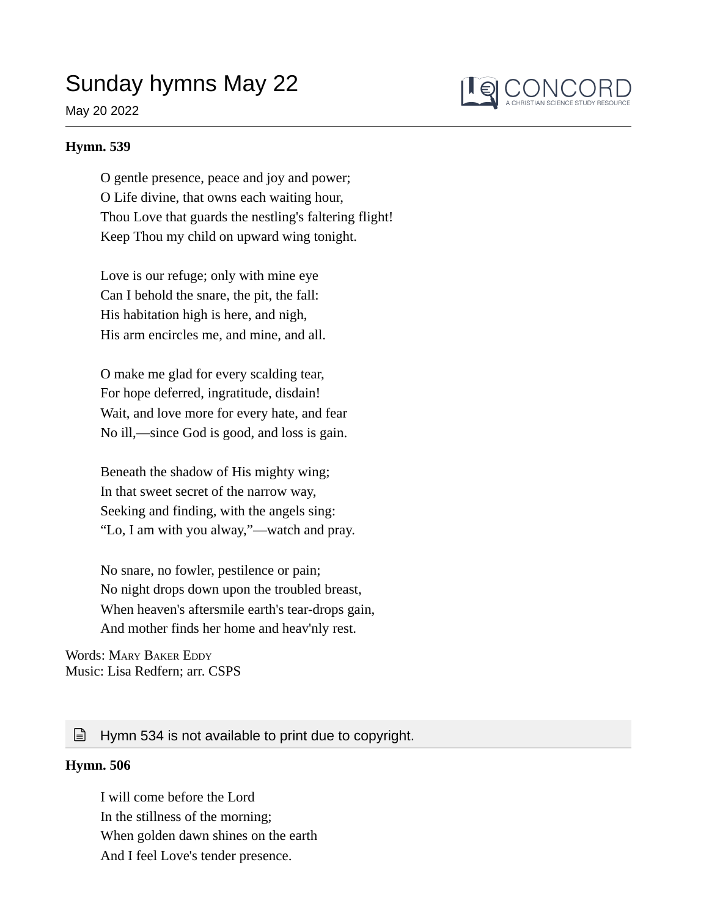# Sunday hymns May 22

May 20 2022

**Hymn. 539**

O gentle presence, peace and joy and power;
O Life divine, that owns each waiting hour,
Thou Love that guards the nestling's faltering flight!
Keep Thou my child on upward wing tonight.

Love is our refuge; only with mine eye
Can I behold the snare, the pit, the fall:
His habitation high is here, and nigh,
His arm encircles me, and mine, and all.

O make me glad for every scalding tear,
For hope deferred, ingratitude, disdain!
Wait, and love more for every hate, and fear
No ill,—since God is good, and loss is gain.

Beneath the shadow of His mighty wing;
In that sweet secret of the narrow way,
Seeking and finding, with the angels sing:
“Lo, I am with you alway,”—watch and pray.

No snare, no fowler, pestilence or pain;
No night drops down upon the troubled breast,
When heaven's aftersmile earth's tear-drops gain,
And mother finds her home and heav'nly rest.

Words: Mary Baker Eddy
Music: Lisa Redfern; arr. CSPS

Hymn 534 is not available to print due to copyright.

**Hymn. 506**

I will come before the Lord
In the stillness of the morning;
When golden dawn shines on the earth
And I feel Love's tender presence.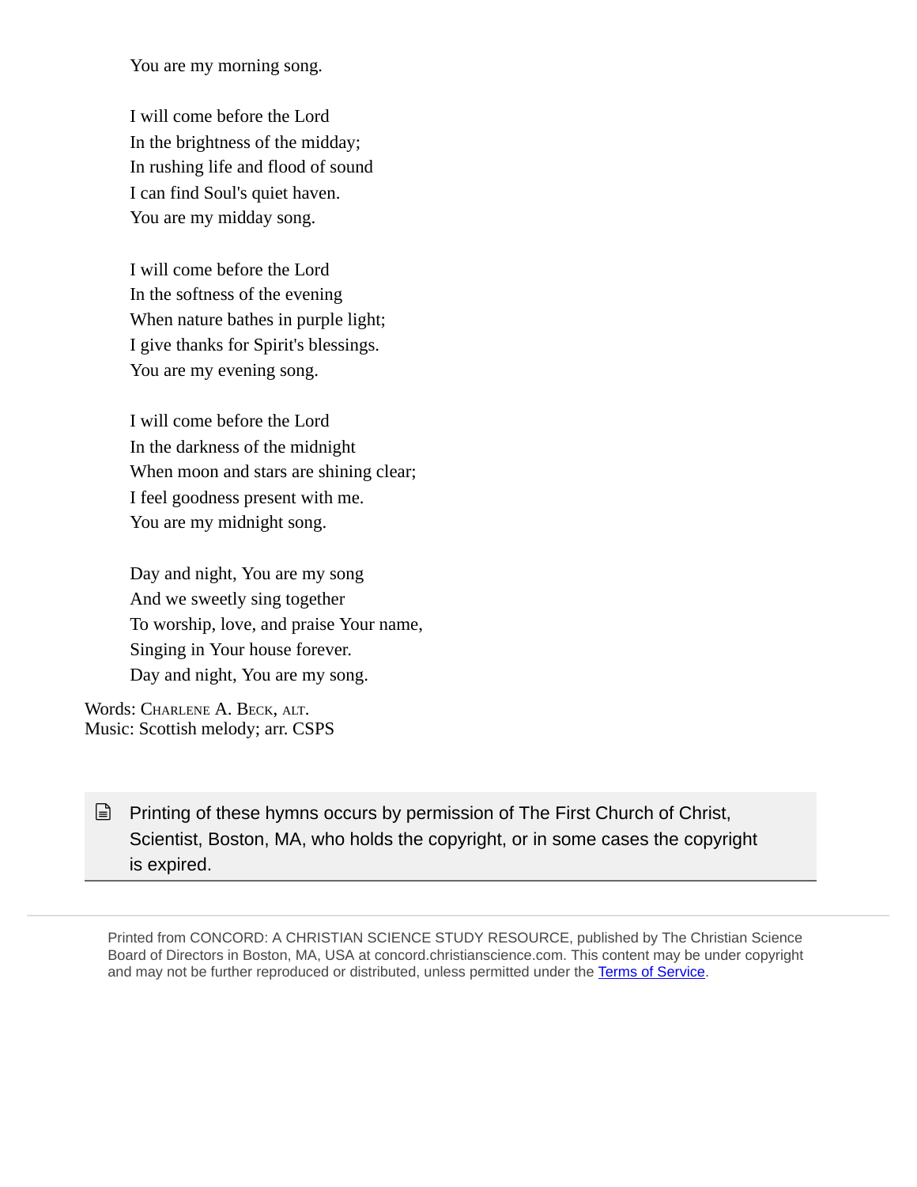You are my morning song.

I will come before the Lord
In the brightness of the midday;
In rushing life and flood of sound
I can find Soul's quiet haven.
You are my midday song.

I will come before the Lord
In the softness of the evening
When nature bathes in purple light;
I give thanks for Spirit's blessings.
You are my evening song.

I will come before the Lord
In the darkness of the midnight
When moon and stars are shining clear;
I feel goodness present with me.
You are my midnight song.

Day and night, You are my song
And we sweetly sing together
To worship, love, and praise Your name,
Singing in Your house forever.
Day and night, You are my song.

Words: Charlene A. Beck, alt.
Music: Scottish melody; arr. CSPS

Printing of these hymns occurs by permission of The First Church of Christ, Scientist, Boston, MA, who holds the copyright, or in some cases the copyright is expired.

Printed from CONCORD: A CHRISTIAN SCIENCE STUDY RESOURCE, published by The Christian Science Board of Directors in Boston, MA, USA at concord.christianscience.com. This content may be under copyright and may not be further reproduced or distributed, unless permitted under the Terms of Service.